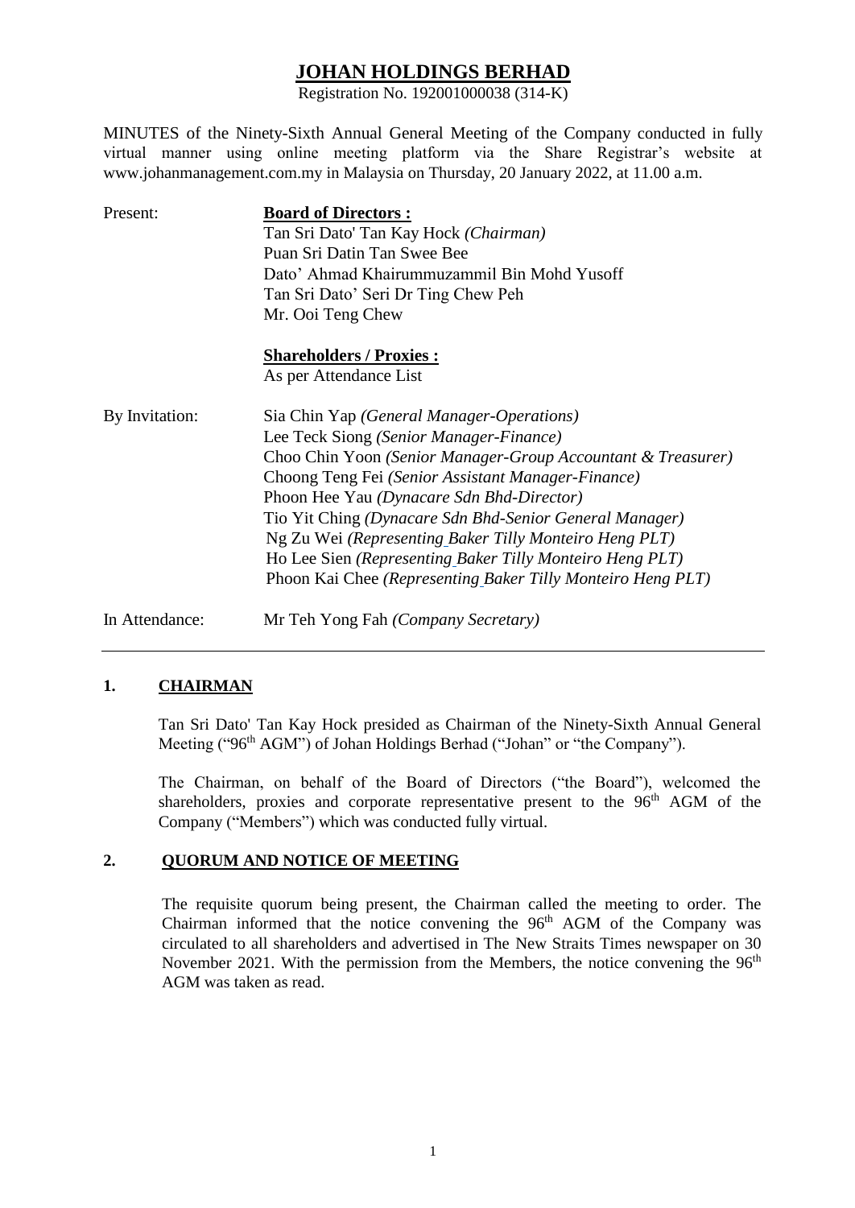# JOHAN HOLDINGS BERHAD

Registration No. 192001000038 (314-K)

MINUTES of the Ninety-Sixth Annual General Meeting of the Company conducted in fully virtual manner using online meeting platform via the Share Registrar's website at www.johanmanagement.com.my in Malaysia on Thursday, 20 January 2022, at 11.00 a.m.

| | |
|---|---|
| Present: | **Board of Directors :** |
| | Tan Sri Dato' Tan Kay Hock *(Chairman)* |
| | Puan Sri Datin Tan Swee Bee |
| | Dato' Ahmad Khairummuzammil Bin Mohd Yusoff |
| | Tan Sri Dato' Seri Dr Ting Chew Peh |
| | Mr. Ooi Teng Chew |
| | **Shareholders / Proxies :** |
| | As per Attendance List |
| By Invitation: | Sia Chin Yap *(General Manager-Operations)* |
| | Lee Teck Siong *(Senior Manager-Finance)* |
| | Choo Chin Yoon *(Senior Manager-Group Accountant & Treasurer)* |
| | Choong Teng Fei *(Senior Assistant Manager-Finance)* |
| | Phoon Hee Yau *(Dynacare Sdn Bhd-Director)* |
| | Tio Yit Ching *(Dynacare Sdn Bhd-Senior General Manager)* |
| | Ng Zu Wei *(Representing Baker Tilly Monteiro Heng PLT)* |
| | Ho Lee Sien *(Representing Baker Tilly Monteiro Heng PLT)* |
| | Phoon Kai Chee *(Representing Baker Tilly Monteiro Heng PLT)* |
| In Attendance: | Mr Teh Yong Fah *(Company Secretary)* |

---

## 1. CHAIRMAN

Tan Sri Dato' Tan Kay Hock presided as Chairman of the Ninety-Sixth Annual General Meeting ("96th AGM") of Johan Holdings Berhad ("Johan" or "the Company").

The Chairman, on behalf of the Board of Directors ("the Board"), welcomed the shareholders, proxies and corporate representative present to the 96th AGM of the Company ("Members") which was conducted fully virtual.

## 2. QUORUM AND NOTICE OF MEETING

The requisite quorum being present, the Chairman called the meeting to order. The Chairman informed that the notice convening the 96th AGM of the Company was circulated to all shareholders and advertised in The New Straits Times newspaper on 30 November 2021. With the permission from the Members, the notice convening the 96th AGM was taken as read.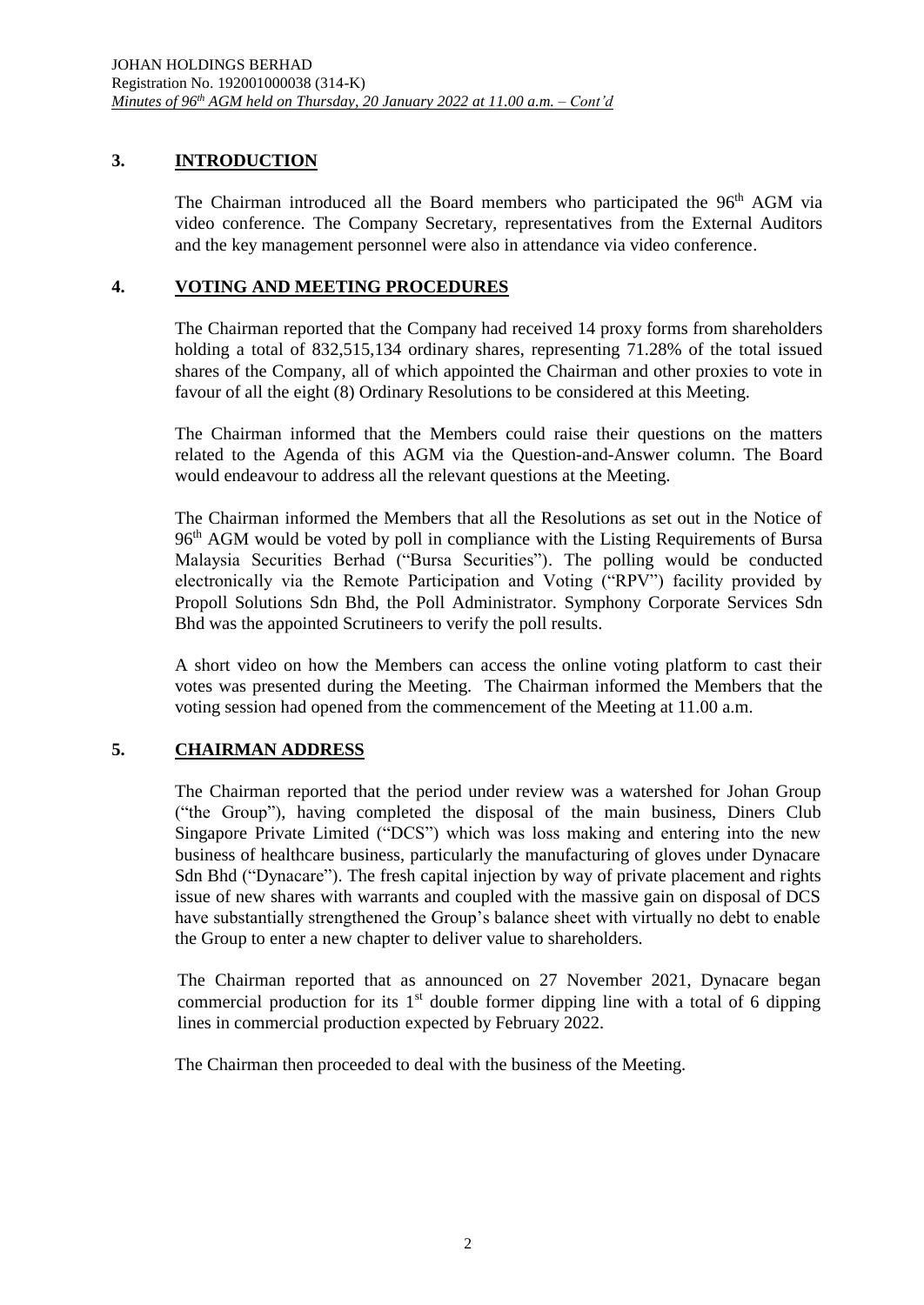## 3. INTRODUCTION

The Chairman introduced all the Board members who participated the 96th AGM via video conference. The Company Secretary, representatives from the External Auditors and the key management personnel were also in attendance via video conference.

## 4. VOTING AND MEETING PROCEDURES

The Chairman reported that the Company had received 14 proxy forms from shareholders holding a total of 832,515,134 ordinary shares, representing 71.28% of the total issued shares of the Company, all of which appointed the Chairman and other proxies to vote in favour of all the eight (8) Ordinary Resolutions to be considered at this Meeting.

The Chairman informed that the Members could raise their questions on the matters related to the Agenda of this AGM via the Question-and-Answer column. The Board would endeavour to address all the relevant questions at the Meeting.

The Chairman informed the Members that all the Resolutions as set out in the Notice of 96th AGM would be voted by poll in compliance with the Listing Requirements of Bursa Malaysia Securities Berhad ("Bursa Securities"). The polling would be conducted electronically via the Remote Participation and Voting ("RPV") facility provided by Propoll Solutions Sdn Bhd, the Poll Administrator. Symphony Corporate Services Sdn Bhd was the appointed Scrutineers to verify the poll results.

A short video on how the Members can access the online voting platform to cast their votes was presented during the Meeting. The Chairman informed the Members that the voting session had opened from the commencement of the Meeting at 11.00 a.m.

## 5. CHAIRMAN ADDRESS

The Chairman reported that the period under review was a watershed for Johan Group ("the Group"), having completed the disposal of the main business, Diners Club Singapore Private Limited ("DCS") which was loss making and entering into the new business of healthcare business, particularly the manufacturing of gloves under Dynacare Sdn Bhd ("Dynacare"). The fresh capital injection by way of private placement and rights issue of new shares with warrants and coupled with the massive gain on disposal of DCS have substantially strengthened the Group's balance sheet with virtually no debt to enable the Group to enter a new chapter to deliver value to shareholders.

The Chairman reported that as announced on 27 November 2021, Dynacare began commercial production for its 1st double former dipping line with a total of 6 dipping lines in commercial production expected by February 2022.

The Chairman then proceeded to deal with the business of the Meeting.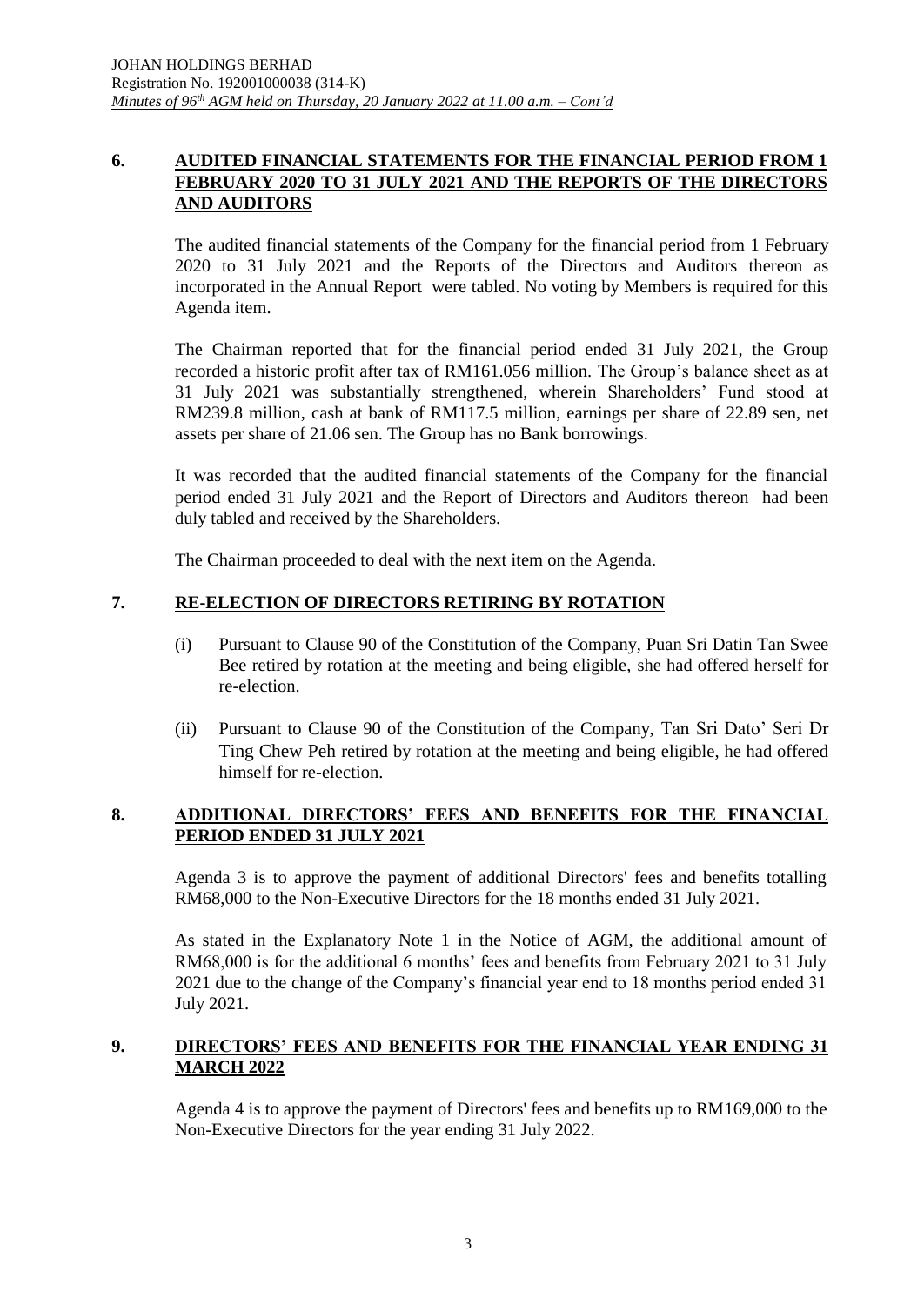## 6. AUDITED FINANCIAL STATEMENTS FOR THE FINANCIAL PERIOD FROM 1 FEBRUARY 2020 TO 31 JULY 2021 AND THE REPORTS OF THE DIRECTORS AND AUDITORS

The audited financial statements of the Company for the financial period from 1 February 2020 to 31 July 2021 and the Reports of the Directors and Auditors thereon as incorporated in the Annual Report were tabled. No voting by Members is required for this Agenda item.

The Chairman reported that for the financial period ended 31 July 2021, the Group recorded a historic profit after tax of RM161.056 million. The Group's balance sheet as at 31 July 2021 was substantially strengthened, wherein Shareholders' Fund stood at RM239.8 million, cash at bank of RM117.5 million, earnings per share of 22.89 sen, net assets per share of 21.06 sen. The Group has no Bank borrowings.

It was recorded that the audited financial statements of the Company for the financial period ended 31 July 2021 and the Report of Directors and Auditors thereon had been duly tabled and received by the Shareholders.

The Chairman proceeded to deal with the next item on the Agenda.

## 7. RE-ELECTION OF DIRECTORS RETIRING BY ROTATION

(i) Pursuant to Clause 90 of the Constitution of the Company, Puan Sri Datin Tan Swee Bee retired by rotation at the meeting and being eligible, she had offered herself for re-election.

(ii) Pursuant to Clause 90 of the Constitution of the Company, Tan Sri Dato' Seri Dr Ting Chew Peh retired by rotation at the meeting and being eligible, he had offered himself for re-election.

## 8. ADDITIONAL DIRECTORS' FEES AND BENEFITS FOR THE FINANCIAL PERIOD ENDED 31 JULY 2021

Agenda 3 is to approve the payment of additional Directors' fees and benefits totalling RM68,000 to the Non-Executive Directors for the 18 months ended 31 July 2021.

As stated in the Explanatory Note 1 in the Notice of AGM, the additional amount of RM68,000 is for the additional 6 months' fees and benefits from February 2021 to 31 July 2021 due to the change of the Company's financial year end to 18 months period ended 31 July 2021.

## 9. DIRECTORS' FEES AND BENEFITS FOR THE FINANCIAL YEAR ENDING 31 MARCH 2022

Agenda 4 is to approve the payment of Directors' fees and benefits up to RM169,000 to the Non-Executive Directors for the year ending 31 July 2022.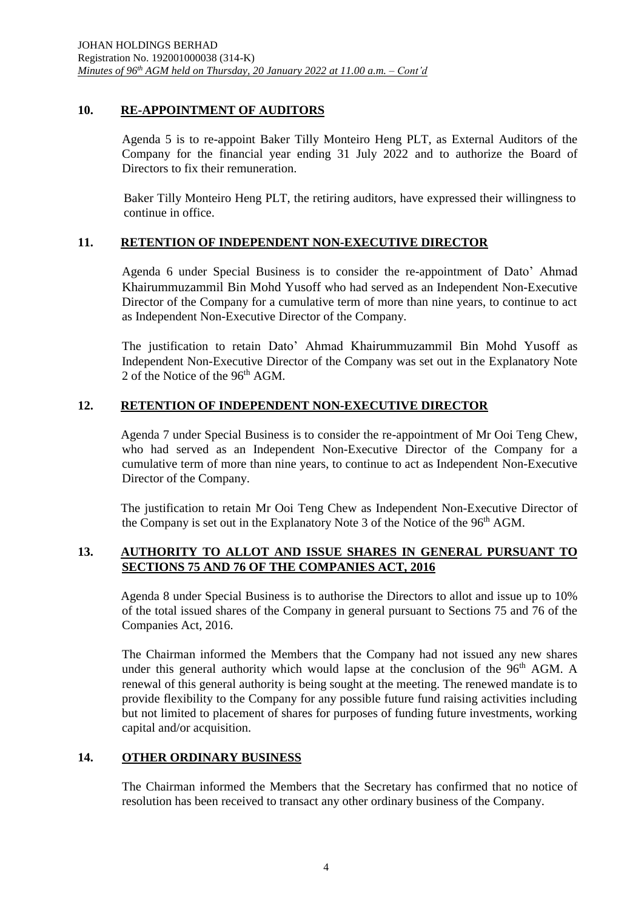## 10. RE-APPOINTMENT OF AUDITORS

Agenda 5 is to re-appoint Baker Tilly Monteiro Heng PLT, as External Auditors of the Company for the financial year ending 31 July 2022 and to authorize the Board of Directors to fix their remuneration.

Baker Tilly Monteiro Heng PLT, the retiring auditors, have expressed their willingness to continue in office.

## 11. RETENTION OF INDEPENDENT NON-EXECUTIVE DIRECTOR

Agenda 6 under Special Business is to consider the re-appointment of Dato' Ahmad Khairummuzammil Bin Mohd Yusoff who had served as an Independent Non-Executive Director of the Company for a cumulative term of more than nine years, to continue to act as Independent Non-Executive Director of the Company.

The justification to retain Dato' Ahmad Khairummuzammil Bin Mohd Yusoff as Independent Non-Executive Director of the Company was set out in the Explanatory Note 2 of the Notice of the 96th AGM.

## 12. RETENTION OF INDEPENDENT NON-EXECUTIVE DIRECTOR

Agenda 7 under Special Business is to consider the re-appointment of Mr Ooi Teng Chew, who had served as an Independent Non-Executive Director of the Company for a cumulative term of more than nine years, to continue to act as Independent Non-Executive Director of the Company.

The justification to retain Mr Ooi Teng Chew as Independent Non-Executive Director of the Company is set out in the Explanatory Note 3 of the Notice of the 96th AGM.

## 13. AUTHORITY TO ALLOT AND ISSUE SHARES IN GENERAL PURSUANT TO SECTIONS 75 AND 76 OF THE COMPANIES ACT, 2016

Agenda 8 under Special Business is to authorise the Directors to allot and issue up to 10% of the total issued shares of the Company in general pursuant to Sections 75 and 76 of the Companies Act, 2016.

The Chairman informed the Members that the Company had not issued any new shares under this general authority which would lapse at the conclusion of the 96th AGM. A renewal of this general authority is being sought at the meeting. The renewed mandate is to provide flexibility to the Company for any possible future fund raising activities including but not limited to placement of shares for purposes of funding future investments, working capital and/or acquisition.

## 14. OTHER ORDINARY BUSINESS

The Chairman informed the Members that the Secretary has confirmed that no notice of resolution has been received to transact any other ordinary business of the Company.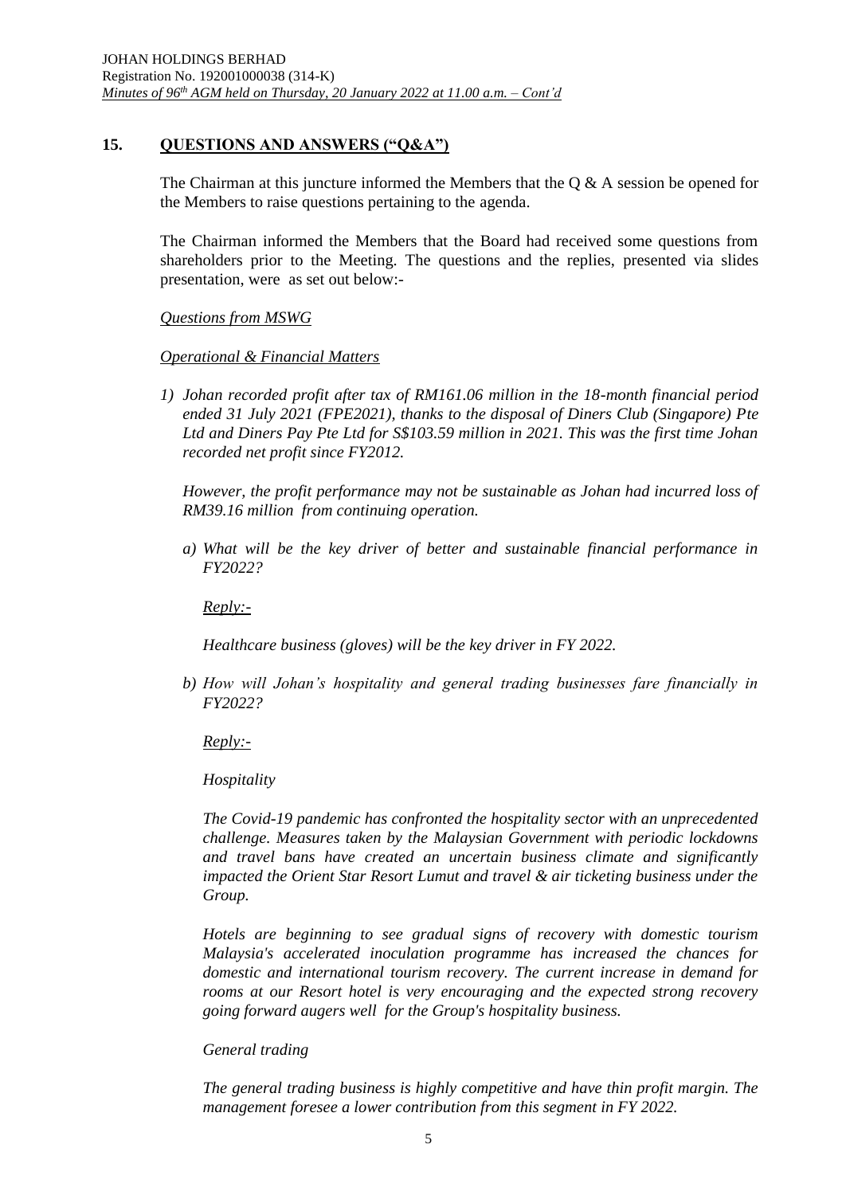## 15. QUESTIONS AND ANSWERS ("Q&A")

The Chairman at this juncture informed the Members that the Q & A session be opened for the Members to raise questions pertaining to the agenda.

The Chairman informed the Members that the Board had received some questions from shareholders prior to the Meeting. The questions and the replies, presented via slides presentation, were as set out below:-

*Questions from MSWG*

*Operational & Financial Matters*

1) *Johan recorded profit after tax of RM161.06 million in the 18-month financial period ended 31 July 2021 (FPE2021), thanks to the disposal of Diners Club (Singapore) Pte Ltd and Diners Pay Pte Ltd for S$103.59 million in 2021. This was the first time Johan recorded net profit since FY2012.*

   *However, the profit performance may not be sustainable as Johan had incurred loss of RM39.16 million from continuing operation.*

   a) *What will be the key driver of better and sustainable financial performance in FY2022?*

      *Reply:-*

      *Healthcare business (gloves) will be the key driver in FY 2022.*

   b) *How will Johan's hospitality and general trading businesses fare financially in FY2022?*

      *Reply:-*

      *Hospitality*

      *The Covid-19 pandemic has confronted the hospitality sector with an unprecedented challenge. Measures taken by the Malaysian Government with periodic lockdowns and travel bans have created an uncertain business climate and significantly impacted the Orient Star Resort Lumut and travel & air ticketing business under the Group.*

      *Hotels are beginning to see gradual signs of recovery with domestic tourism Malaysia's accelerated inoculation programme has increased the chances for domestic and international tourism recovery. The current increase in demand for rooms at our Resort hotel is very encouraging and the expected strong recovery going forward augers well for the Group's hospitality business.*

      *General trading*

      *The general trading business is highly competitive and have thin profit margin. The management foresee a lower contribution from this segment in FY 2022.*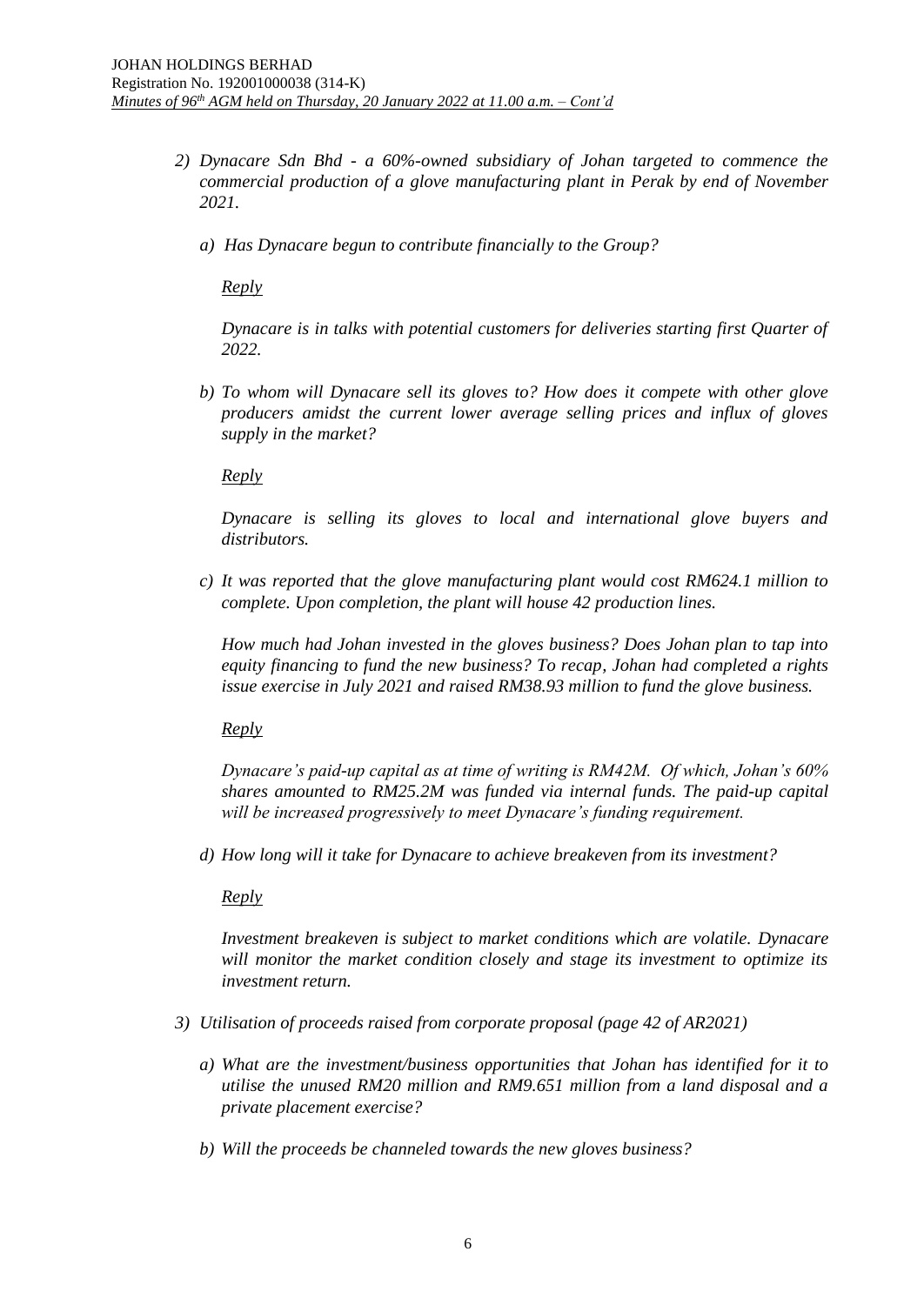2) *Dynacare Sdn Bhd - a 60%-owned subsidiary of Johan targeted to commence the commercial production of a glove manufacturing plant in Perak by end of November 2021.*

   a) *Has Dynacare begun to contribute financially to the Group?*

      *Reply*

      *Dynacare is in talks with potential customers for deliveries starting first Quarter of 2022.*

   b) *To whom will Dynacare sell its gloves to? How does it compete with other glove producers amidst the current lower average selling prices and influx of gloves supply in the market?*

      *Reply*

      *Dynacare is selling its gloves to local and international glove buyers and distributors.*

   c) *It was reported that the glove manufacturing plant would cost RM624.1 million to complete. Upon completion, the plant will house 42 production lines.*

      *How much had Johan invested in the gloves business? Does Johan plan to tap into equity financing to fund the new business? To recap, Johan had completed a rights issue exercise in July 2021 and raised RM38.93 million to fund the glove business.*

      *Reply*

      *Dynacare's paid-up capital as at time of writing is RM42M. Of which, Johan's 60% shares amounted to RM25.2M was funded via internal funds. The paid-up capital will be increased progressively to meet Dynacare's funding requirement.*

   d) *How long will it take for Dynacare to achieve breakeven from its investment?*

      *Reply*

      *Investment breakeven is subject to market conditions which are volatile. Dynacare will monitor the market condition closely and stage its investment to optimize its investment return.*

3) *Utilisation of proceeds raised from corporate proposal (page 42 of AR2021)*

   a) *What are the investment/business opportunities that Johan has identified for it to utilise the unused RM20 million and RM9.651 million from a land disposal and a private placement exercise?*

   b) *Will the proceeds be channeled towards the new gloves business?*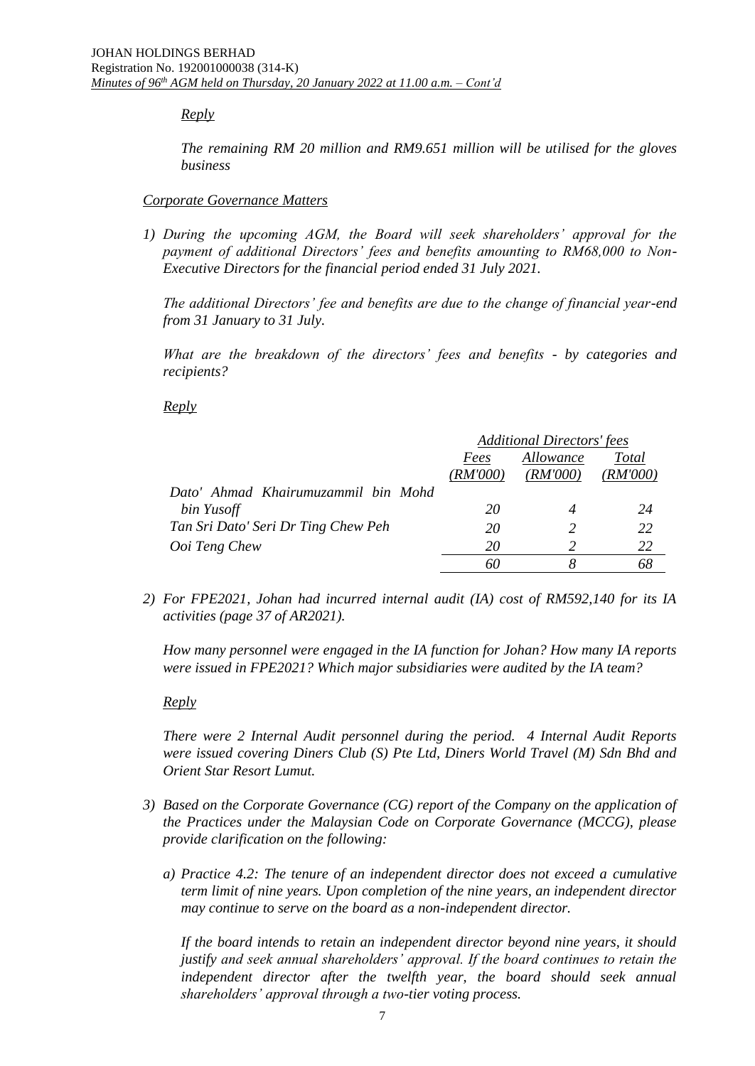*Reply*

*The remaining RM 20 million and RM9.651 million will be utilised for the gloves business*

*Corporate Governance Matters*

1) *During the upcoming AGM, the Board will seek shareholders' approval for the payment of additional Directors' fees and benefits amounting to RM68,000 to Non-Executive Directors for the financial period ended 31 July 2021.*

   *The additional Directors' fee and benefits are due to the change of financial year-end from 31 January to 31 July.*

   *What are the breakdown of the directors' fees and benefits - by categories and recipients?*

   *Reply*

| | *Additional Directors' fees* | | |
|---|---|---|---|
| | *Fees (RM'000)* | *Allowance (RM'000)* | *Total (RM'000)* |
| *Dato' Ahmad Khairumuzammil bin Mohd bin Yusoff* | *20* | *4* | *24* |
| *Tan Sri Dato' Seri Dr Ting Chew Peh* | *20* | *2* | *22* |
| *Ooi Teng Chew* | *20* | *2* | *22* |
| | *60* | *8* | *68* |

2) *For FPE2021, Johan had incurred internal audit (IA) cost of RM592,140 for its IA activities (page 37 of AR2021).*

   *How many personnel were engaged in the IA function for Johan? How many IA reports were issued in FPE2021? Which major subsidiaries were audited by the IA team?*

   *Reply*

   *There were 2 Internal Audit personnel during the period. 4 Internal Audit Reports were issued covering Diners Club (S) Pte Ltd, Diners World Travel (M) Sdn Bhd and Orient Star Resort Lumut.*

3) *Based on the Corporate Governance (CG) report of the Company on the application of the Practices under the Malaysian Code on Corporate Governance (MCCG), please provide clarification on the following:*

   a) *Practice 4.2: The tenure of an independent director does not exceed a cumulative term limit of nine years. Upon completion of the nine years, an independent director may continue to serve on the board as a non-independent director.*

      *If the board intends to retain an independent director beyond nine years, it should justify and seek annual shareholders' approval. If the board continues to retain the independent director after the twelfth year, the board should seek annual shareholders' approval through a two-tier voting process.*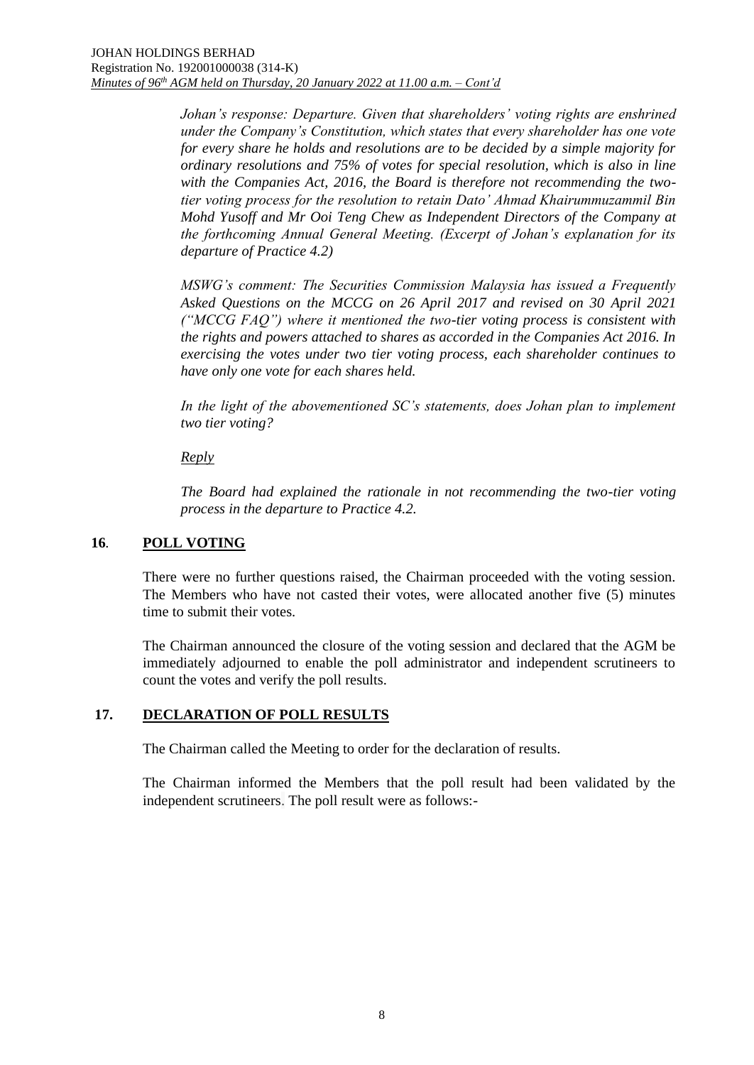*Johan's response: Departure. Given that shareholders' voting rights are enshrined under the Company's Constitution, which states that every shareholder has one vote for every share he holds and resolutions are to be decided by a simple majority for ordinary resolutions and 75% of votes for special resolution, which is also in line with the Companies Act, 2016, the Board is therefore not recommending the two-tier voting process for the resolution to retain Dato' Ahmad Khairummuzammil Bin Mohd Yusoff and Mr Ooi Teng Chew as Independent Directors of the Company at the forthcoming Annual General Meeting. (Excerpt of Johan's explanation for its departure of Practice 4.2)*

*MSWG's comment: The Securities Commission Malaysia has issued a Frequently Asked Questions on the MCCG on 26 April 2017 and revised on 30 April 2021 ("MCCG FAQ") where it mentioned the two-tier voting process is consistent with the rights and powers attached to shares as accorded in the Companies Act 2016. In exercising the votes under two tier voting process, each shareholder continues to have only one vote for each shares held.*

*In the light of the abovementioned SC's statements, does Johan plan to implement two tier voting?*

*Reply*

*The Board had explained the rationale in not recommending the two-tier voting process in the departure to Practice 4.2.*

## 16. POLL VOTING

There were no further questions raised, the Chairman proceeded with the voting session. The Members who have not casted their votes, were allocated another five (5) minutes time to submit their votes.

The Chairman announced the closure of the voting session and declared that the AGM be immediately adjourned to enable the poll administrator and independent scrutineers to count the votes and verify the poll results.

## 17. DECLARATION OF POLL RESULTS

The Chairman called the Meeting to order for the declaration of results.

The Chairman informed the Members that the poll result had been validated by the independent scrutineers. The poll result were as follows:-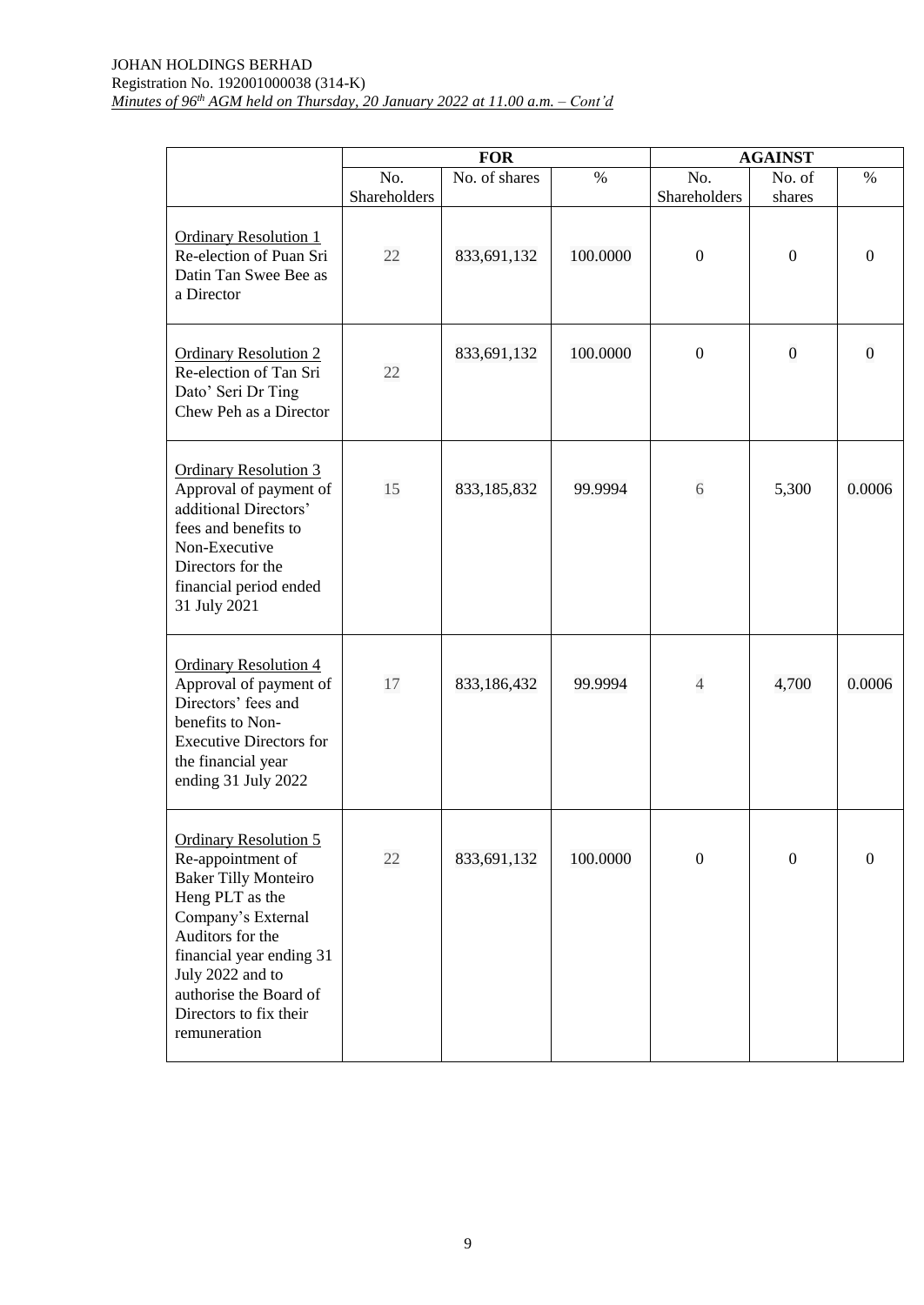|  | FOR |  |  | AGAINST |  |  |
|---|---|---|---|---|---|---|
|  | No. Shareholders | No. of shares | % | No. Shareholders | No. of shares | % |
| Ordinary Resolution 1<br>Re-election of Puan Sri Datin Tan Swee Bee as a Director | 22 | 833,691,132 | 100.0000 | 0 | 0 | 0 |
| Ordinary Resolution 2<br>Re-election of Tan Sri Dato' Seri Dr Ting Chew Peh as a Director | 22 | 833,691,132 | 100.0000 | 0 | 0 | 0 |
| Ordinary Resolution 3<br>Approval of payment of additional Directors' fees and benefits to Non-Executive Directors for the financial period ended 31 July 2021 | 15 | 833,185,832 | 99.9994 | 6 | 5,300 | 0.0006 |
| Ordinary Resolution 4<br>Approval of payment of Directors' fees and benefits to Non-Executive Directors for the financial year ending 31 July 2022 | 17 | 833,186,432 | 99.9994 | 4 | 4,700 | 0.0006 |
| Ordinary Resolution 5<br>Re-appointment of Baker Tilly Monteiro Heng PLT as the Company's External Auditors for the financial year ending 31 July 2022 and to authorise the Board of Directors to fix their remuneration | 22 | 833,691,132 | 100.0000 | 0 | 0 | 0 |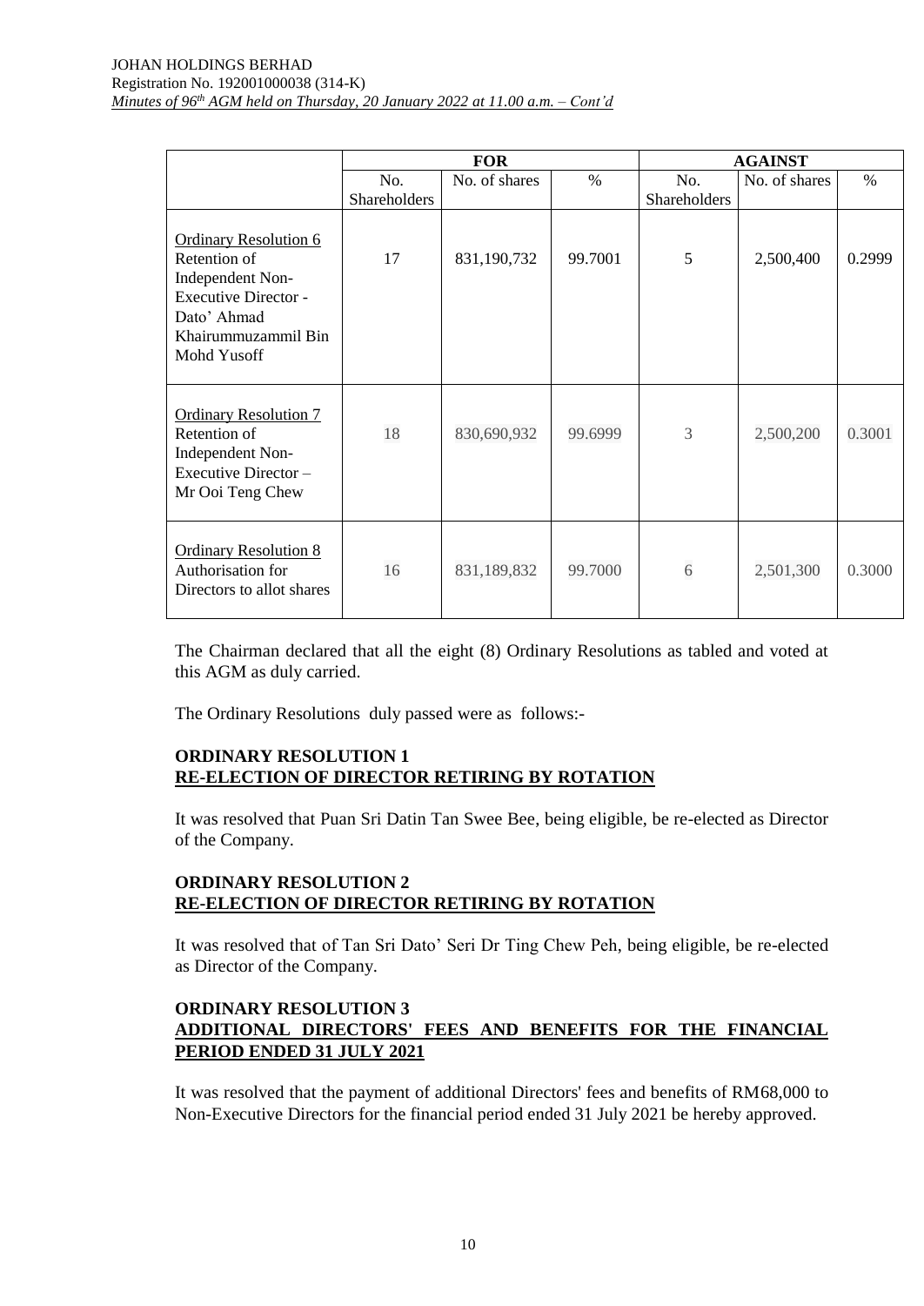|  | FOR |  |  | AGAINST |  |  |
|---|---|---|---|---|---|---|
|  | No. Shareholders | No. of shares | % | No. Shareholders | No. of shares | % |
| Ordinary Resolution 6 Retention of Independent Non-Executive Director - Dato' Ahmad Khairummuzammil Bin Mohd Yusoff | 17 | 831,190,732 | 99.7001 | 5 | 2,500,400 | 0.2999 |
| Ordinary Resolution 7 Retention of Independent Non-Executive Director – Mr Ooi Teng Chew | 18 | 830,690,932 | 99.6999 | 3 | 2,500,200 | 0.3001 |
| Ordinary Resolution 8 Authorisation for Directors to allot shares | 16 | 831,189,832 | 99.7000 | 6 | 2,501,300 | 0.3000 |

The Chairman declared that all the eight (8) Ordinary Resolutions as tabled and voted at this AGM as duly carried.

The Ordinary Resolutions duly passed were as follows:-

**ORDINARY RESOLUTION 1**
**RE-ELECTION OF DIRECTOR RETIRING BY ROTATION**

It was resolved that Puan Sri Datin Tan Swee Bee, being eligible, be re-elected as Director of the Company.

**ORDINARY RESOLUTION 2**
**RE-ELECTION OF DIRECTOR RETIRING BY ROTATION**

It was resolved that of Tan Sri Dato' Seri Dr Ting Chew Peh, being eligible, be re-elected as Director of the Company.

**ORDINARY RESOLUTION 3**
**ADDITIONAL DIRECTORS' FEES AND BENEFITS FOR THE FINANCIAL PERIOD ENDED 31 JULY 2021**

It was resolved that the payment of additional Directors' fees and benefits of RM68,000 to Non-Executive Directors for the financial period ended 31 July 2021 be hereby approved.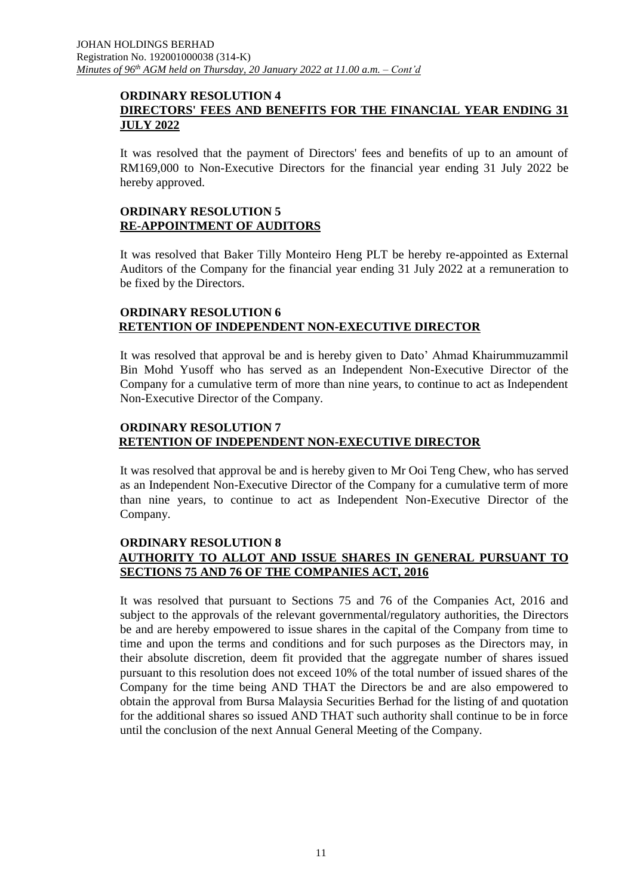**ORDINARY RESOLUTION 4**
**DIRECTORS' FEES AND BENEFITS FOR THE FINANCIAL YEAR ENDING 31 JULY 2022**

It was resolved that the payment of Directors' fees and benefits of up to an amount of RM169,000 to Non-Executive Directors for the financial year ending 31 July 2022 be hereby approved.

**ORDINARY RESOLUTION 5**
**RE-APPOINTMENT OF AUDITORS**

It was resolved that Baker Tilly Monteiro Heng PLT be hereby re-appointed as External Auditors of the Company for the financial year ending 31 July 2022 at a remuneration to be fixed by the Directors.

**ORDINARY RESOLUTION 6**
**RETENTION OF INDEPENDENT NON-EXECUTIVE DIRECTOR**

It was resolved that approval be and is hereby given to Dato' Ahmad Khairummuzammil Bin Mohd Yusoff who has served as an Independent Non-Executive Director of the Company for a cumulative term of more than nine years, to continue to act as Independent Non-Executive Director of the Company.

**ORDINARY RESOLUTION 7**
**RETENTION OF INDEPENDENT NON-EXECUTIVE DIRECTOR**

It was resolved that approval be and is hereby given to Mr Ooi Teng Chew, who has served as an Independent Non-Executive Director of the Company for a cumulative term of more than nine years, to continue to act as Independent Non-Executive Director of the Company.

**ORDINARY RESOLUTION 8**
**AUTHORITY TO ALLOT AND ISSUE SHARES IN GENERAL PURSUANT TO SECTIONS 75 AND 76 OF THE COMPANIES ACT, 2016**

It was resolved that pursuant to Sections 75 and 76 of the Companies Act, 2016 and subject to the approvals of the relevant governmental/regulatory authorities, the Directors be and are hereby empowered to issue shares in the capital of the Company from time to time and upon the terms and conditions and for such purposes as the Directors may, in their absolute discretion, deem fit provided that the aggregate number of shares issued pursuant to this resolution does not exceed 10% of the total number of issued shares of the Company for the time being AND THAT the Directors be and are also empowered to obtain the approval from Bursa Malaysia Securities Berhad for the listing of and quotation for the additional shares so issued AND THAT such authority shall continue to be in force until the conclusion of the next Annual General Meeting of the Company.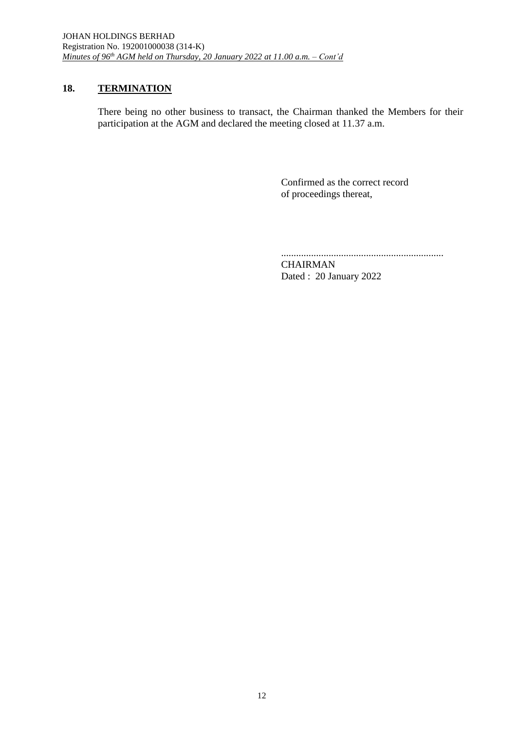## 18. TERMINATION

There being no other business to transact, the Chairman thanked the Members for their participation at the AGM and declared the meeting closed at 11.37 a.m.

Confirmed as the correct record
of proceedings thereat,

................................................................
CHAIRMAN
Dated : 20 January 2022